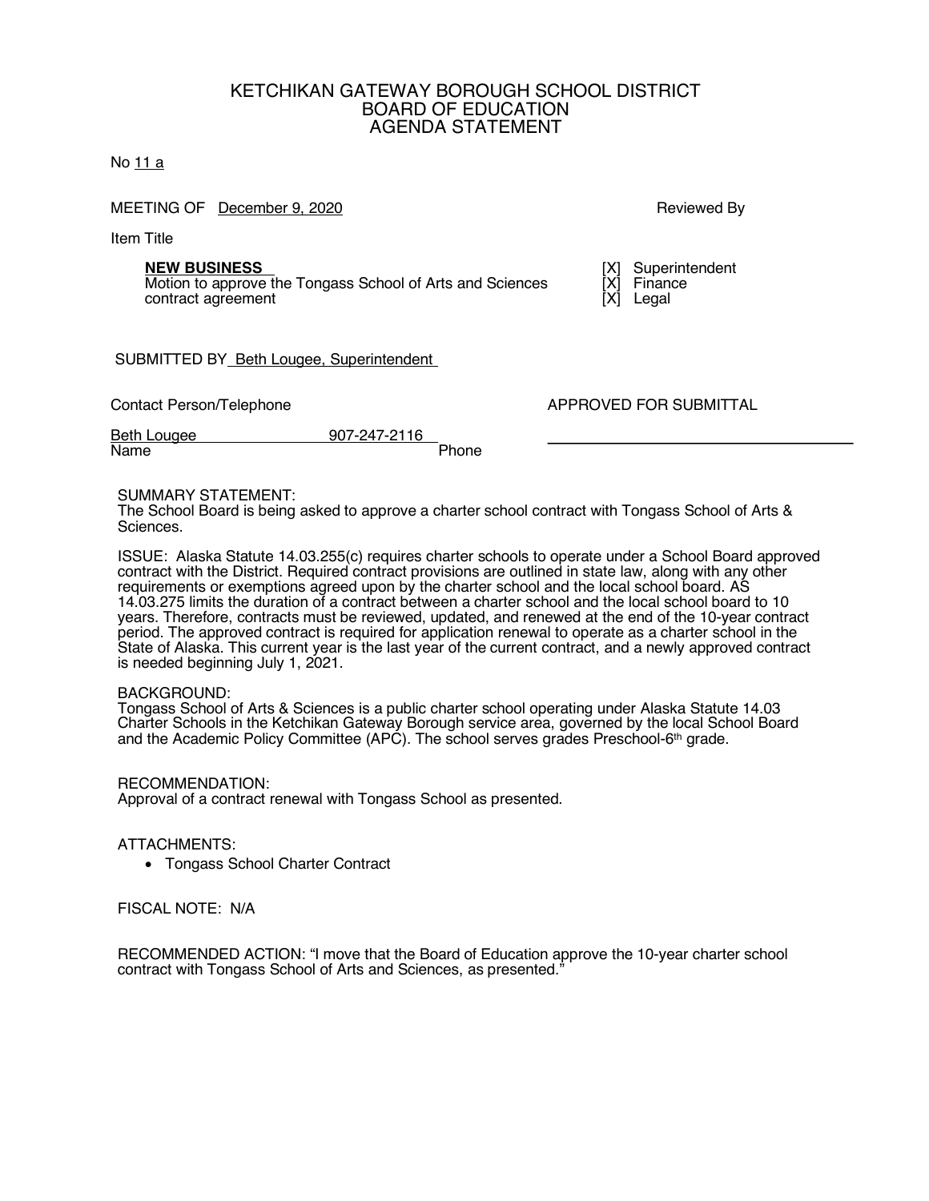# KETCHIKAN GATEWAY BOROUGH SCHOOL DISTRICT
## BOARD OF EDUCATION
## AGENDA STATEMENT

No 11 a

MEETING OF December 9, 2020

Item Title

**NEW BUSINESS**
Motion to approve the Tongass School of Arts and Sciences contract agreement

Reviewed By

[X] Superintendent
[X] Finance
[X] Legal

SUBMITTED BY Beth Lougee, Superintendent

Contact Person/Telephone

Beth Lougee — 907-247-2116
Name — Phone

APPROVED FOR SUBMITTAL

______________________________

SUMMARY STATEMENT:
The School Board is being asked to approve a charter school contract with Tongass School of Arts & Sciences.

ISSUE: Alaska Statute 14.03.255(c) requires charter schools to operate under a School Board approved contract with the District. Required contract provisions are outlined in state law, along with any other requirements or exemptions agreed upon by the charter school and the local school board. AS 14.03.275 limits the duration of a contract between a charter school and the local school board to 10 years. Therefore, contracts must be reviewed, updated, and renewed at the end of the 10-year contract period. The approved contract is required for application renewal to operate as a charter school in the State of Alaska. This current year is the last year of the current contract, and a newly approved contract is needed beginning July 1, 2021.

BACKGROUND:
Tongass School of Arts & Sciences is a public charter school operating under Alaska Statute 14.03 Charter Schools in the Ketchikan Gateway Borough service area, governed by the local School Board and the Academic Policy Committee (APC). The school serves grades Preschool-6th grade.

RECOMMENDATION:
Approval of a contract renewal with Tongass School as presented.

ATTACHMENTS:

- Tongass School Charter Contract

FISCAL NOTE: N/A

RECOMMENDED ACTION: "I move that the Board of Education approve the 10-year charter school contract with Tongass School of Arts and Sciences, as presented."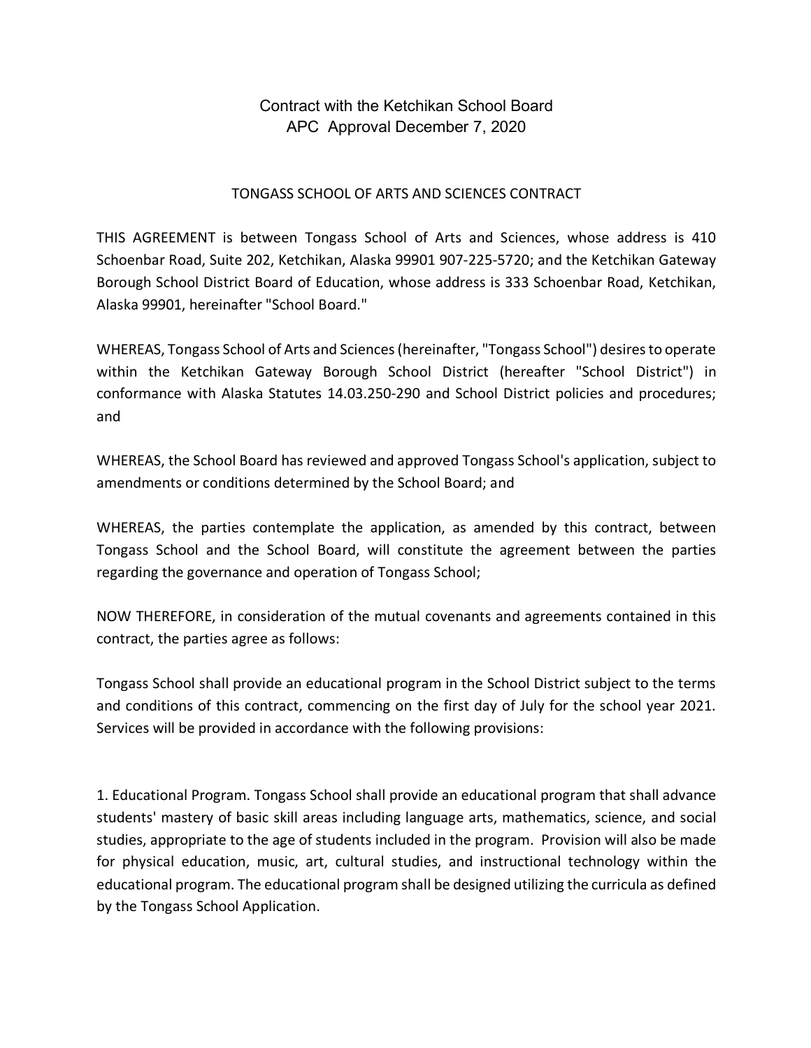Contract with the Ketchikan School Board
APC Approval December 7, 2020

TONGASS SCHOOL OF ARTS AND SCIENCES CONTRACT

THIS AGREEMENT is between Tongass School of Arts and Sciences, whose address is 410 Schoenbar Road, Suite 202, Ketchikan, Alaska 99901 907-225-5720; and the Ketchikan Gateway Borough School District Board of Education, whose address is 333 Schoenbar Road, Ketchikan, Alaska 99901, hereinafter "School Board."

WHEREAS, Tongass School of Arts and Sciences (hereinafter, "Tongass School") desires to operate within the Ketchikan Gateway Borough School District (hereafter "School District") in conformance with Alaska Statutes 14.03.250-290 and School District policies and procedures; and

WHEREAS, the School Board has reviewed and approved Tongass School's application, subject to amendments or conditions determined by the School Board; and

WHEREAS, the parties contemplate the application, as amended by this contract, between Tongass School and the School Board, will constitute the agreement between the parties regarding the governance and operation of Tongass School;

NOW THEREFORE, in consideration of the mutual covenants and agreements contained in this contract, the parties agree as follows:

Tongass School shall provide an educational program in the School District subject to the terms and conditions of this contract, commencing on the first day of July for the school year 2021. Services will be provided in accordance with the following provisions:

1. Educational Program. Tongass School shall provide an educational program that shall advance students' mastery of basic skill areas including language arts, mathematics, science, and social studies, appropriate to the age of students included in the program. Provision will also be made for physical education, music, art, cultural studies, and instructional technology within the educational program. The educational program shall be designed utilizing the curricula as defined by the Tongass School Application.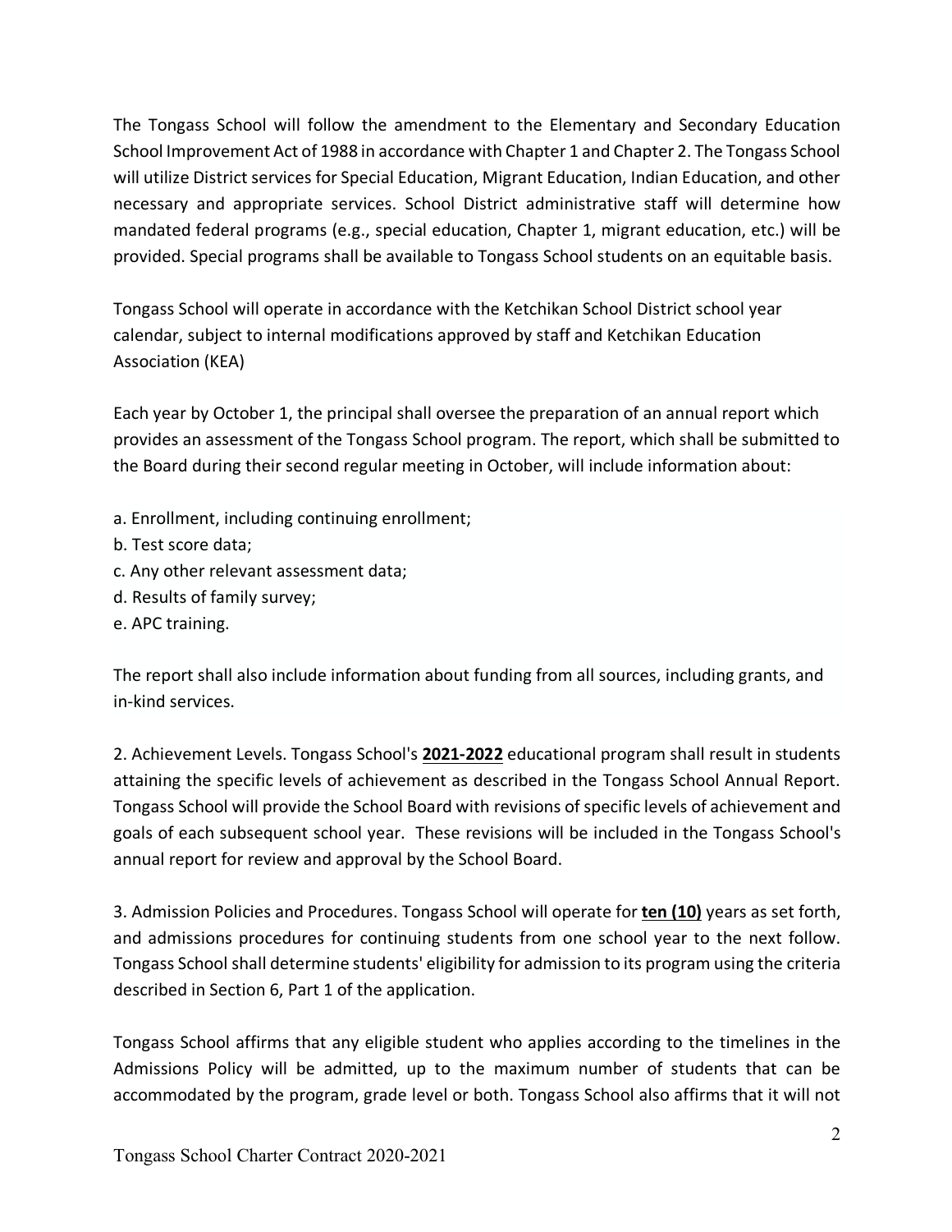The Tongass School will follow the amendment to the Elementary and Secondary Education School Improvement Act of 1988 in accordance with Chapter 1 and Chapter 2. The Tongass School will utilize District services for Special Education, Migrant Education, Indian Education, and other necessary and appropriate services. School District administrative staff will determine how mandated federal programs (e.g., special education, Chapter 1, migrant education, etc.) will be provided. Special programs shall be available to Tongass School students on an equitable basis.

Tongass School will operate in accordance with the Ketchikan School District school year calendar, subject to internal modifications approved by staff and Ketchikan Education Association (KEA)

Each year by October 1, the principal shall oversee the preparation of an annual report which provides an assessment of the Tongass School program. The report, which shall be submitted to the Board during their second regular meeting in October, will include information about:

a. Enrollment, including continuing enrollment;
b. Test score data;
c. Any other relevant assessment data;
d. Results of family survey;
e. APC training.

The report shall also include information about funding from all sources, including grants, and in-kind services.

2. Achievement Levels. Tongass School's **2021-2022** educational program shall result in students attaining the specific levels of achievement as described in the Tongass School Annual Report. Tongass School will provide the School Board with revisions of specific levels of achievement and goals of each subsequent school year. These revisions will be included in the Tongass School's annual report for review and approval by the School Board.

3. Admission Policies and Procedures. Tongass School will operate for **ten (10)** years as set forth, and admissions procedures for continuing students from one school year to the next follow. Tongass School shall determine students' eligibility for admission to its program using the criteria described in Section 6, Part 1 of the application.

Tongass School affirms that any eligible student who applies according to the timelines in the Admissions Policy will be admitted, up to the maximum number of students that can be accommodated by the program, grade level or both. Tongass School also affirms that it will not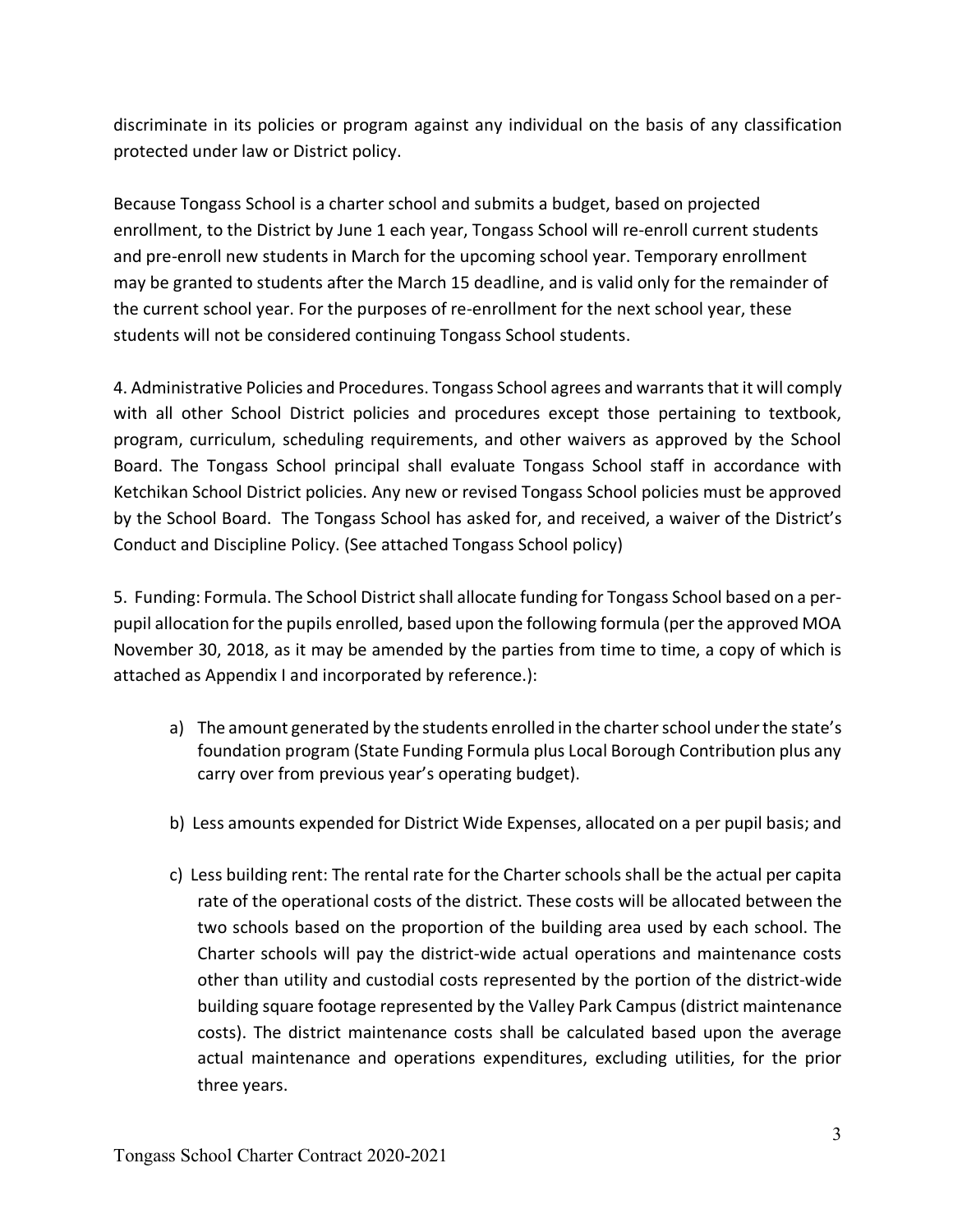discriminate in its policies or program against any individual on the basis of any classification protected under law or District policy.

Because Tongass School is a charter school and submits a budget, based on projected enrollment, to the District by June 1 each year, Tongass School will re-enroll current students and pre-enroll new students in March for the upcoming school year. Temporary enrollment may be granted to students after the March 15 deadline, and is valid only for the remainder of the current school year. For the purposes of re-enrollment for the next school year, these students will not be considered continuing Tongass School students.

4. Administrative Policies and Procedures. Tongass School agrees and warrants that it will comply with all other School District policies and procedures except those pertaining to textbook, program, curriculum, scheduling requirements, and other waivers as approved by the School Board. The Tongass School principal shall evaluate Tongass School staff in accordance with Ketchikan School District policies. Any new or revised Tongass School policies must be approved by the School Board. The Tongass School has asked for, and received, a waiver of the District's Conduct and Discipline Policy. (See attached Tongass School policy)

5. Funding: Formula. The School District shall allocate funding for Tongass School based on a per-pupil allocation for the pupils enrolled, based upon the following formula (per the approved MOA November 30, 2018, as it may be amended by the parties from time to time, a copy of which is attached as Appendix I and incorporated by reference.):

a) The amount generated by the students enrolled in the charter school under the state's foundation program (State Funding Formula plus Local Borough Contribution plus any carry over from previous year's operating budget).

b) Less amounts expended for District Wide Expenses, allocated on a per pupil basis; and

c) Less building rent: The rental rate for the Charter schools shall be the actual per capita rate of the operational costs of the district. These costs will be allocated between the two schools based on the proportion of the building area used by each school. The Charter schools will pay the district-wide actual operations and maintenance costs other than utility and custodial costs represented by the portion of the district-wide building square footage represented by the Valley Park Campus (district maintenance costs). The district maintenance costs shall be calculated based upon the average actual maintenance and operations expenditures, excluding utilities, for the prior three years.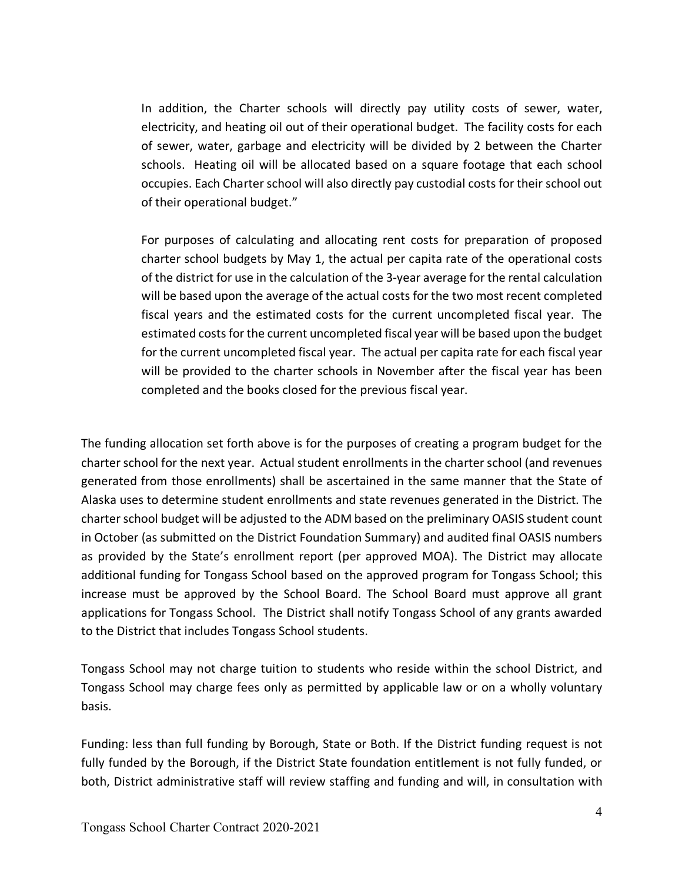In addition, the Charter schools will directly pay utility costs of sewer, water, electricity, and heating oil out of their operational budget. The facility costs for each of sewer, water, garbage and electricity will be divided by 2 between the Charter schools. Heating oil will be allocated based on a square footage that each school occupies. Each Charter school will also directly pay custodial costs for their school out of their operational budget."

For purposes of calculating and allocating rent costs for preparation of proposed charter school budgets by May 1, the actual per capita rate of the operational costs of the district for use in the calculation of the 3-year average for the rental calculation will be based upon the average of the actual costs for the two most recent completed fiscal years and the estimated costs for the current uncompleted fiscal year. The estimated costs for the current uncompleted fiscal year will be based upon the budget for the current uncompleted fiscal year. The actual per capita rate for each fiscal year will be provided to the charter schools in November after the fiscal year has been completed and the books closed for the previous fiscal year.

The funding allocation set forth above is for the purposes of creating a program budget for the charter school for the next year. Actual student enrollments in the charter school (and revenues generated from those enrollments) shall be ascertained in the same manner that the State of Alaska uses to determine student enrollments and state revenues generated in the District. The charter school budget will be adjusted to the ADM based on the preliminary OASIS student count in October (as submitted on the District Foundation Summary) and audited final OASIS numbers as provided by the State's enrollment report (per approved MOA). The District may allocate additional funding for Tongass School based on the approved program for Tongass School; this increase must be approved by the School Board. The School Board must approve all grant applications for Tongass School. The District shall notify Tongass School of any grants awarded to the District that includes Tongass School students.

Tongass School may not charge tuition to students who reside within the school District, and Tongass School may charge fees only as permitted by applicable law or on a wholly voluntary basis.

Funding: less than full funding by Borough, State or Both. If the District funding request is not fully funded by the Borough, if the District State foundation entitlement is not fully funded, or both, District administrative staff will review staffing and funding and will, in consultation with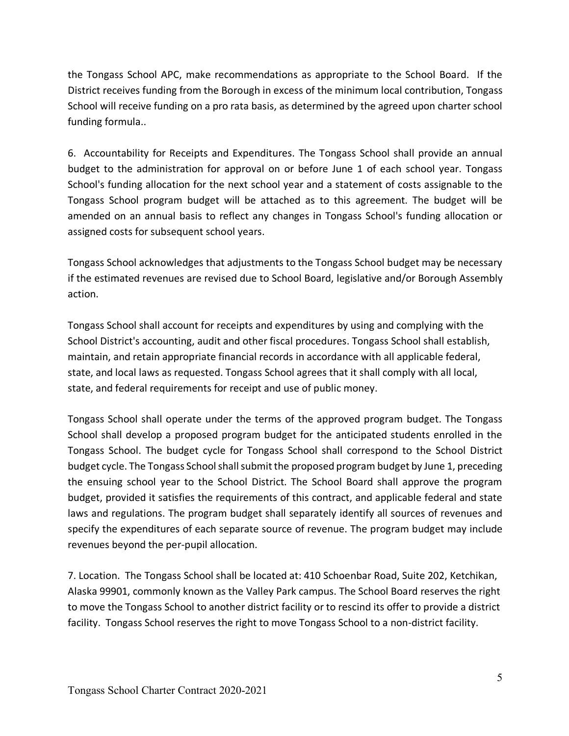the Tongass School APC, make recommendations as appropriate to the School Board. If the District receives funding from the Borough in excess of the minimum local contribution, Tongass School will receive funding on a pro rata basis, as determined by the agreed upon charter school funding formula..

6. Accountability for Receipts and Expenditures. The Tongass School shall provide an annual budget to the administration for approval on or before June 1 of each school year. Tongass School's funding allocation for the next school year and a statement of costs assignable to the Tongass School program budget will be attached as to this agreement. The budget will be amended on an annual basis to reflect any changes in Tongass School's funding allocation or assigned costs for subsequent school years.

Tongass School acknowledges that adjustments to the Tongass School budget may be necessary if the estimated revenues are revised due to School Board, legislative and/or Borough Assembly action.

Tongass School shall account for receipts and expenditures by using and complying with the School District's accounting, audit and other fiscal procedures. Tongass School shall establish, maintain, and retain appropriate financial records in accordance with all applicable federal, state, and local laws as requested. Tongass School agrees that it shall comply with all local, state, and federal requirements for receipt and use of public money.

Tongass School shall operate under the terms of the approved program budget. The Tongass School shall develop a proposed program budget for the anticipated students enrolled in the Tongass School. The budget cycle for Tongass School shall correspond to the School District budget cycle. The Tongass School shall submit the proposed program budget by June 1, preceding the ensuing school year to the School District. The School Board shall approve the program budget, provided it satisfies the requirements of this contract, and applicable federal and state laws and regulations. The program budget shall separately identify all sources of revenues and specify the expenditures of each separate source of revenue. The program budget may include revenues beyond the per-pupil allocation.

7. Location. The Tongass School shall be located at: 410 Schoenbar Road, Suite 202, Ketchikan, Alaska 99901, commonly known as the Valley Park campus. The School Board reserves the right to move the Tongass School to another district facility or to rescind its offer to provide a district facility. Tongass School reserves the right to move Tongass School to a non-district facility.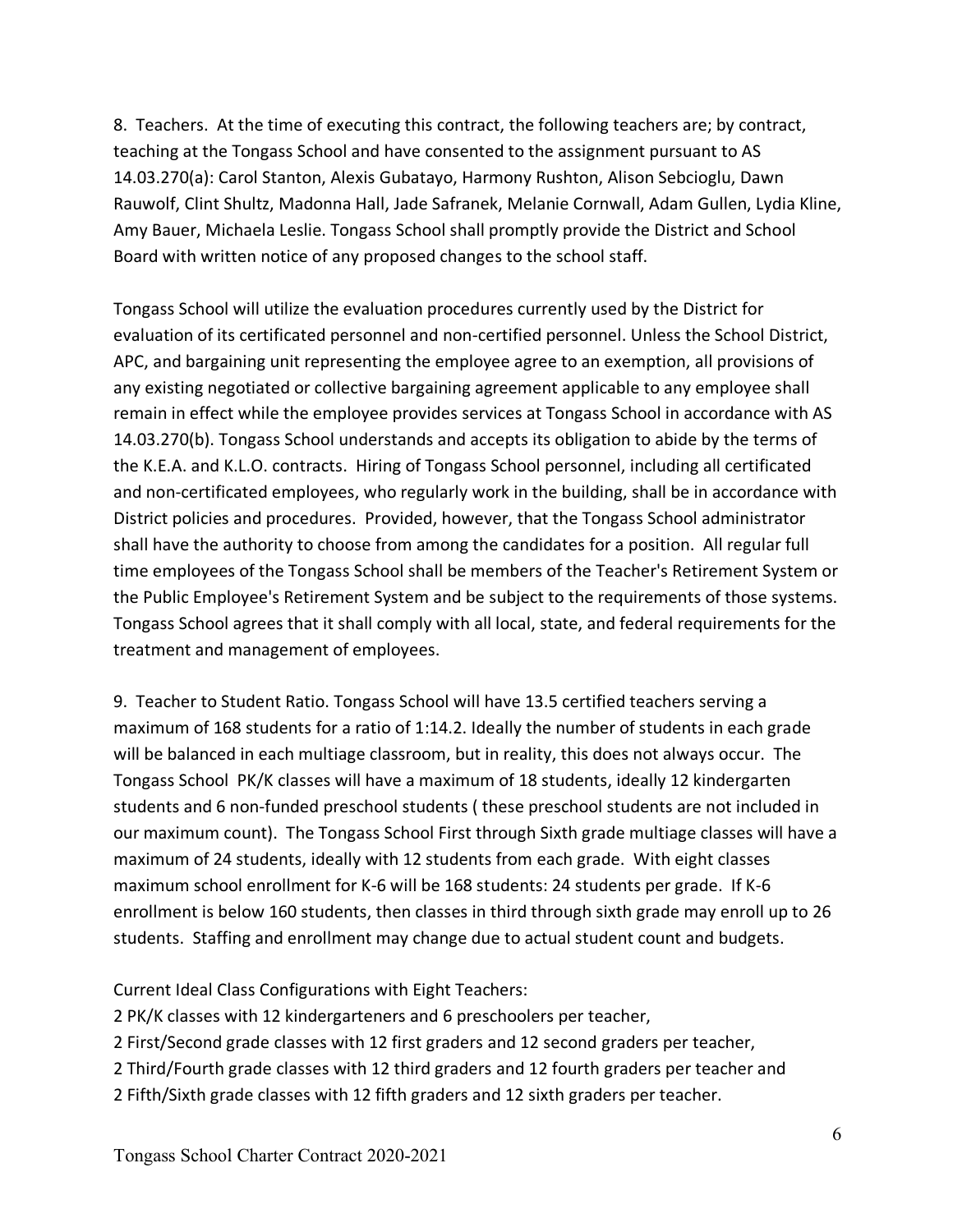8. Teachers. At the time of executing this contract, the following teachers are; by contract, teaching at the Tongass School and have consented to the assignment pursuant to AS 14.03.270(a): Carol Stanton, Alexis Gubatayo, Harmony Rushton, Alison Sebcioglu, Dawn Rauwolf, Clint Shultz, Madonna Hall, Jade Safranek, Melanie Cornwall, Adam Gullen, Lydia Kline, Amy Bauer, Michaela Leslie. Tongass School shall promptly provide the District and School Board with written notice of any proposed changes to the school staff.

Tongass School will utilize the evaluation procedures currently used by the District for evaluation of its certificated personnel and non-certified personnel. Unless the School District, APC, and bargaining unit representing the employee agree to an exemption, all provisions of any existing negotiated or collective bargaining agreement applicable to any employee shall remain in effect while the employee provides services at Tongass School in accordance with AS 14.03.270(b). Tongass School understands and accepts its obligation to abide by the terms of the K.E.A. and K.L.O. contracts. Hiring of Tongass School personnel, including all certificated and non-certificated employees, who regularly work in the building, shall be in accordance with District policies and procedures. Provided, however, that the Tongass School administrator shall have the authority to choose from among the candidates for a position. All regular full time employees of the Tongass School shall be members of the Teacher's Retirement System or the Public Employee's Retirement System and be subject to the requirements of those systems. Tongass School agrees that it shall comply with all local, state, and federal requirements for the treatment and management of employees.

9. Teacher to Student Ratio. Tongass School will have 13.5 certified teachers serving a maximum of 168 students for a ratio of 1:14.2. Ideally the number of students in each grade will be balanced in each multiage classroom, but in reality, this does not always occur. The Tongass School PK/K classes will have a maximum of 18 students, ideally 12 kindergarten students and 6 non-funded preschool students ( these preschool students are not included in our maximum count). The Tongass School First through Sixth grade multiage classes will have a maximum of 24 students, ideally with 12 students from each grade. With eight classes maximum school enrollment for K-6 will be 168 students: 24 students per grade. If K-6 enrollment is below 160 students, then classes in third through sixth grade may enroll up to 26 students. Staffing and enrollment may change due to actual student count and budgets.

Current Ideal Class Configurations with Eight Teachers:

2 PK/K classes with 12 kindergarteners and 6 preschoolers per teacher,

2 First/Second grade classes with 12 first graders and 12 second graders per teacher,

2 Third/Fourth grade classes with 12 third graders and 12 fourth graders per teacher and

2 Fifth/Sixth grade classes with 12 fifth graders and 12 sixth graders per teacher.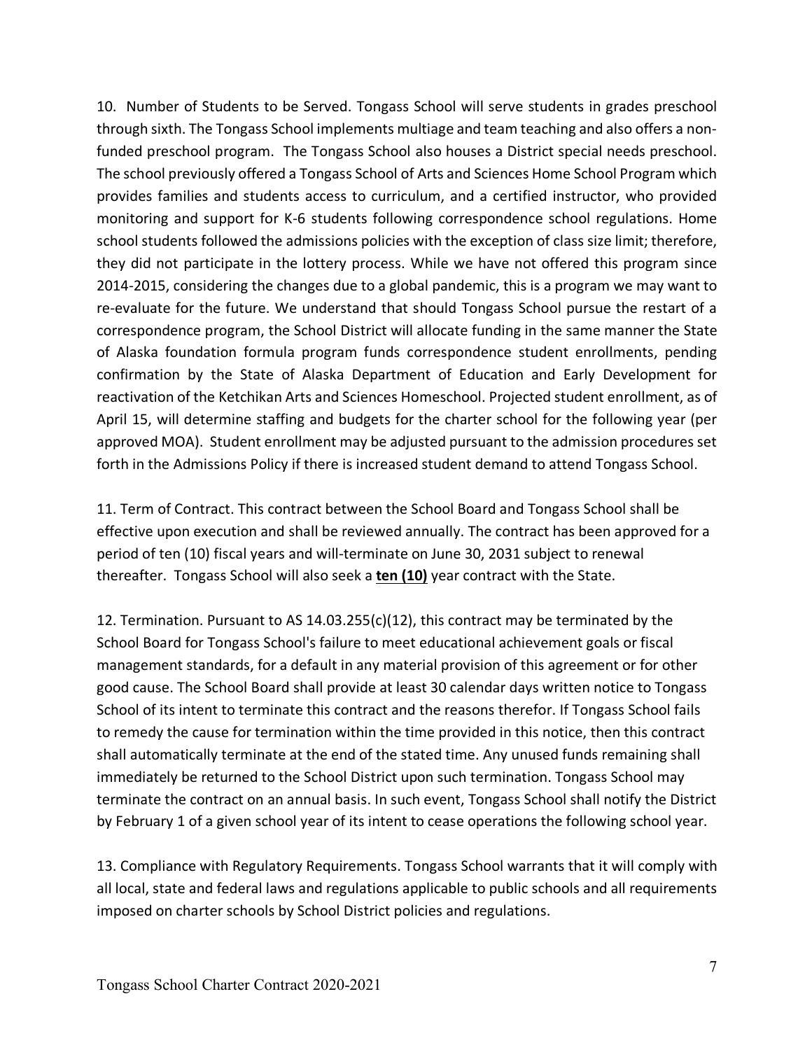10. Number of Students to be Served. Tongass School will serve students in grades preschool through sixth. The Tongass School implements multiage and team teaching and also offers a non-funded preschool program. The Tongass School also houses a District special needs preschool. The school previously offered a Tongass School of Arts and Sciences Home School Program which provides families and students access to curriculum, and a certified instructor, who provided monitoring and support for K-6 students following correspondence school regulations. Home school students followed the admissions policies with the exception of class size limit; therefore, they did not participate in the lottery process. While we have not offered this program since 2014-2015, considering the changes due to a global pandemic, this is a program we may want to re-evaluate for the future. We understand that should Tongass School pursue the restart of a correspondence program, the School District will allocate funding in the same manner the State of Alaska foundation formula program funds correspondence student enrollments, pending confirmation by the State of Alaska Department of Education and Early Development for reactivation of the Ketchikan Arts and Sciences Homeschool. Projected student enrollment, as of April 15, will determine staffing and budgets for the charter school for the following year (per approved MOA). Student enrollment may be adjusted pursuant to the admission procedures set forth in the Admissions Policy if there is increased student demand to attend Tongass School.

11. Term of Contract. This contract between the School Board and Tongass School shall be effective upon execution and shall be reviewed annually. The contract has been approved for a period of ten (10) fiscal years and will-terminate on June 30, 2031 subject to renewal thereafter. Tongass School will also seek a **ten (10)** year contract with the State.

12. Termination. Pursuant to AS 14.03.255(c)(12), this contract may be terminated by the School Board for Tongass School's failure to meet educational achievement goals or fiscal management standards, for a default in any material provision of this agreement or for other good cause. The School Board shall provide at least 30 calendar days written notice to Tongass School of its intent to terminate this contract and the reasons therefor. If Tongass School fails to remedy the cause for termination within the time provided in this notice, then this contract shall automatically terminate at the end of the stated time. Any unused funds remaining shall immediately be returned to the School District upon such termination. Tongass School may terminate the contract on an annual basis. In such event, Tongass School shall notify the District by February 1 of a given school year of its intent to cease operations the following school year.

13. Compliance with Regulatory Requirements. Tongass School warrants that it will comply with all local, state and federal laws and regulations applicable to public schools and all requirements imposed on charter schools by School District policies and regulations.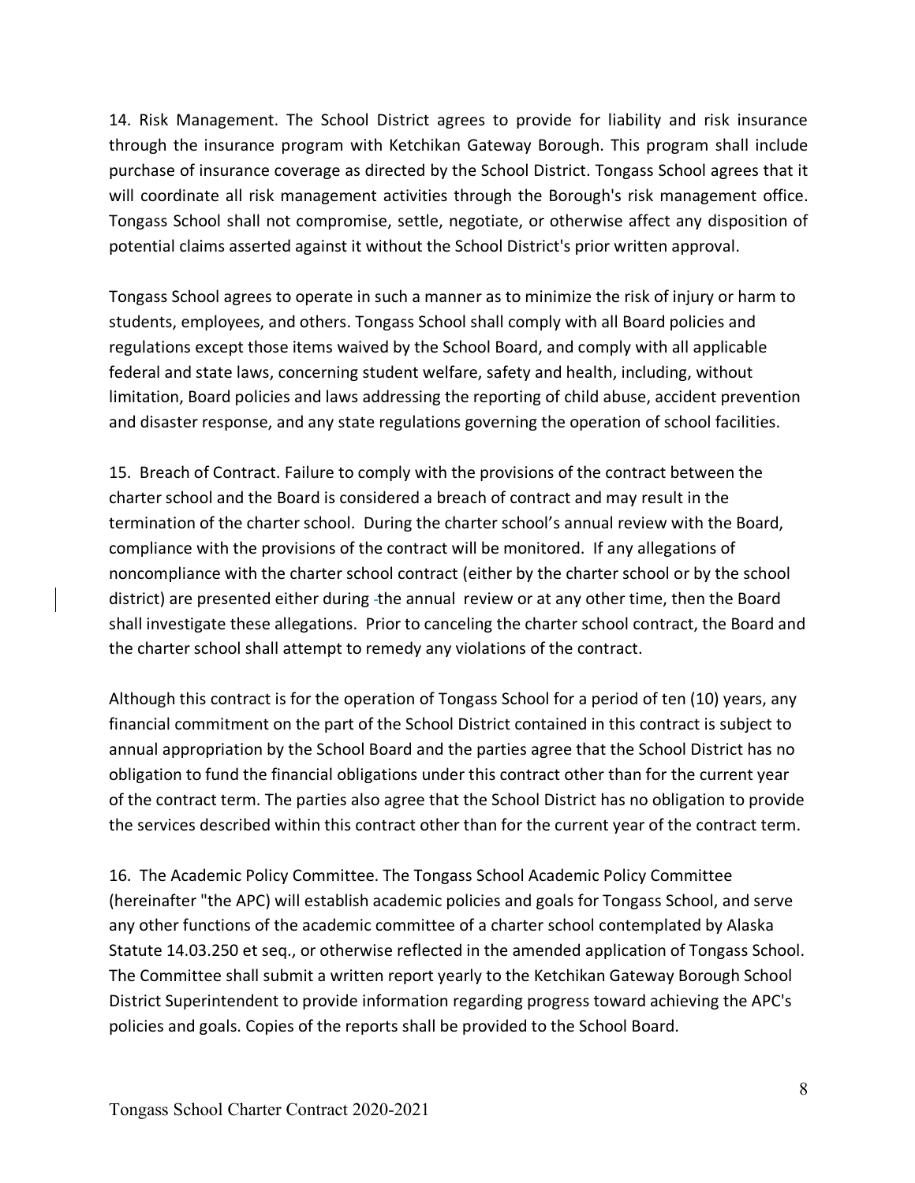14. Risk Management. The School District agrees to provide for liability and risk insurance through the insurance program with Ketchikan Gateway Borough. This program shall include purchase of insurance coverage as directed by the School District. Tongass School agrees that it will coordinate all risk management activities through the Borough's risk management office. Tongass School shall not compromise, settle, negotiate, or otherwise affect any disposition of potential claims asserted against it without the School District's prior written approval.

Tongass School agrees to operate in such a manner as to minimize the risk of injury or harm to students, employees, and others. Tongass School shall comply with all Board policies and regulations except those items waived by the School Board, and comply with all applicable federal and state laws, concerning student welfare, safety and health, including, without limitation, Board policies and laws addressing the reporting of child abuse, accident prevention and disaster response, and any state regulations governing the operation of school facilities.

15. Breach of Contract. Failure to comply with the provisions of the contract between the charter school and the Board is considered a breach of contract and may result in the termination of the charter school. During the charter school's annual review with the Board, compliance with the provisions of the contract will be monitored. If any allegations of noncompliance with the charter school contract (either by the charter school or by the school district) are presented either during the annual review or at any other time, then the Board shall investigate these allegations. Prior to canceling the charter school contract, the Board and the charter school shall attempt to remedy any violations of the contract.

Although this contract is for the operation of Tongass School for a period of ten (10) years, any financial commitment on the part of the School District contained in this contract is subject to annual appropriation by the School Board and the parties agree that the School District has no obligation to fund the financial obligations under this contract other than for the current year of the contract term. The parties also agree that the School District has no obligation to provide the services described within this contract other than for the current year of the contract term.

16. The Academic Policy Committee. The Tongass School Academic Policy Committee (hereinafter "the APC) will establish academic policies and goals for Tongass School, and serve any other functions of the academic committee of a charter school contemplated by Alaska Statute 14.03.250 et seq., or otherwise reflected in the amended application of Tongass School. The Committee shall submit a written report yearly to the Ketchikan Gateway Borough School District Superintendent to provide information regarding progress toward achieving the APC's policies and goals. Copies of the reports shall be provided to the School Board.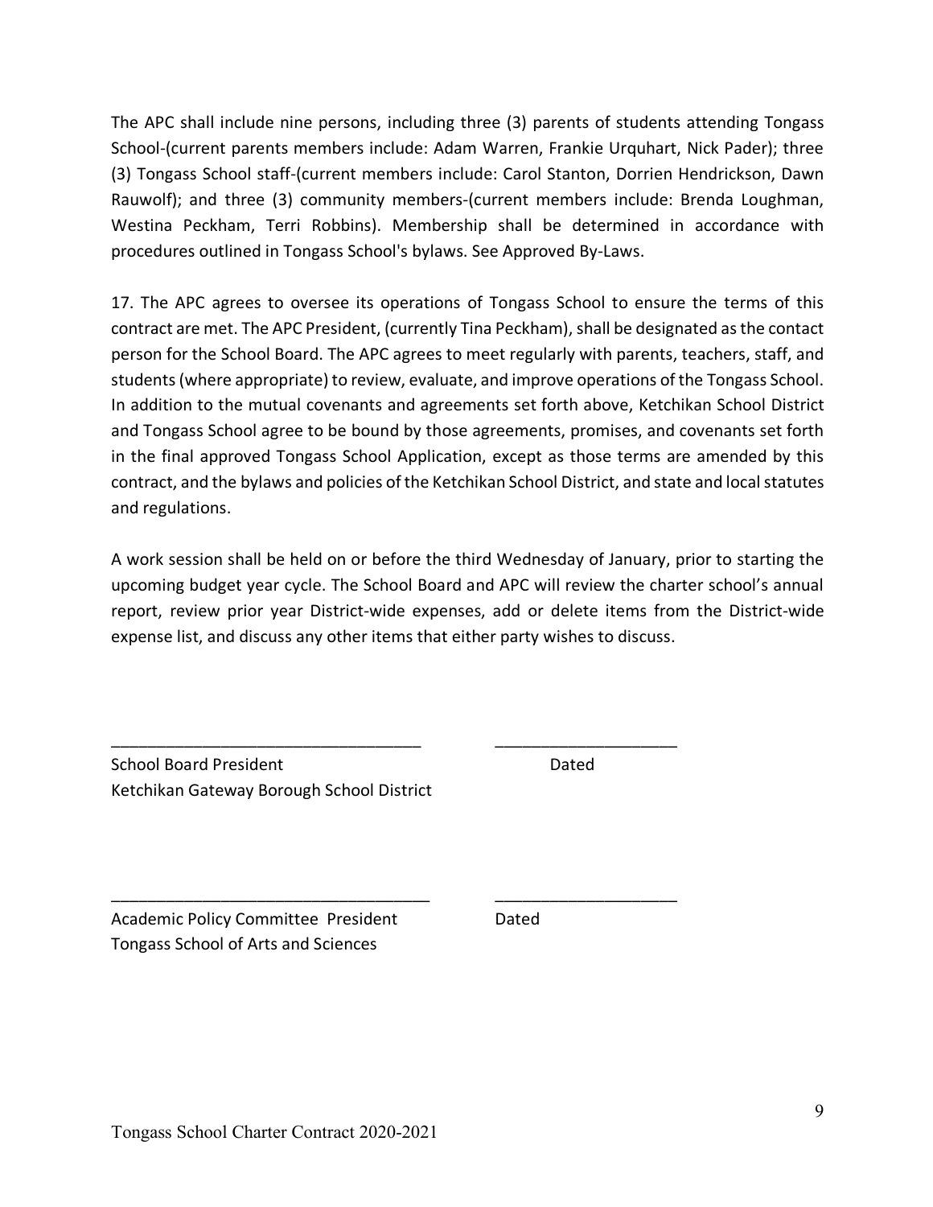The APC shall include nine persons, including three (3) parents of students attending Tongass School-(current parents members include: Adam Warren, Frankie Urquhart, Nick Pader); three (3) Tongass School staff-(current members include: Carol Stanton, Dorrien Hendrickson, Dawn Rauwolf); and three (3) community members-(current members include: Brenda Loughman, Westina Peckham, Terri Robbins). Membership shall be determined in accordance with procedures outlined in Tongass School's bylaws. See Approved By-Laws.

17. The APC agrees to oversee its operations of Tongass School to ensure the terms of this contract are met. The APC President, (currently Tina Peckham), shall be designated as the contact person for the School Board. The APC agrees to meet regularly with parents, teachers, staff, and students (where appropriate) to review, evaluate, and improve operations of the Tongass School. In addition to the mutual covenants and agreements set forth above, Ketchikan School District and Tongass School agree to be bound by those agreements, promises, and covenants set forth in the final approved Tongass School Application, except as those terms are amended by this contract, and the bylaws and policies of the Ketchikan School District, and state and local statutes and regulations.

A work session shall be held on or before the third Wednesday of January, prior to starting the upcoming budget year cycle. The School Board and APC will review the charter school's annual report, review prior year District-wide expenses, add or delete items from the District-wide expense list, and discuss any other items that either party wishes to discuss.

\_\_\_\_\_\_\_\_\_\_\_\_\_\_\_\_\_\_\_\_\_\_\_\_\_\_\_\_\_\_\_\_\_\_ \_\_\_\_\_\_\_\_\_\_\_\_\_\_\_\_\_\_\_\_

School Board President Dated
Ketchikan Gateway Borough School District

\_\_\_\_\_\_\_\_\_\_\_\_\_\_\_\_\_\_\_\_\_\_\_\_\_\_\_\_\_\_\_\_\_\_ \_\_\_\_\_\_\_\_\_\_\_\_\_\_\_\_\_\_\_\_

Academic Policy Committee President Dated
Tongass School of Arts and Sciences